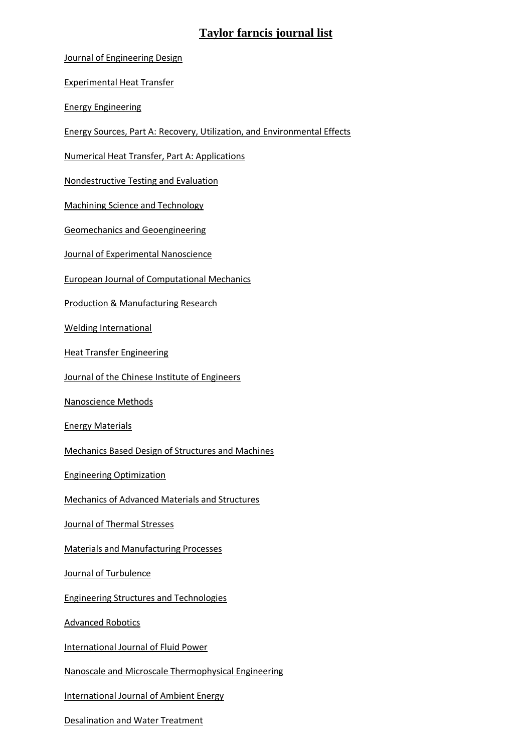# Taylor farncis journal list

Journal of Engineering Design

Experimental Heat Transfer

Energy Engineering

Energy Sources, Part A: Recovery, Utilization, and Environmental Effects

Numerical Heat Transfer, Part A: Applications

Nondestructive Testing and Evaluation

Machining Science and Technology

Geomechanics and Geoengineering

Journal of Experimental Nanoscience

European Journal of Computational Mechanics

Production & Manufacturing Research

Welding International

Heat Transfer Engineering

Journal of the Chinese Institute of Engineers

Nanoscience Methods

Energy Materials

Mechanics Based Design of Structures and Machines

Engineering Optimization

Mechanics of Advanced Materials and Structures

Journal of Thermal Stresses

Materials and Manufacturing Processes

Journal of Turbulence

Engineering Structures and Technologies

Advanced Robotics

International Journal of Fluid Power

Nanoscale and Microscale Thermophysical Engineering

International Journal of Ambient Energy

Desalination and Water Treatment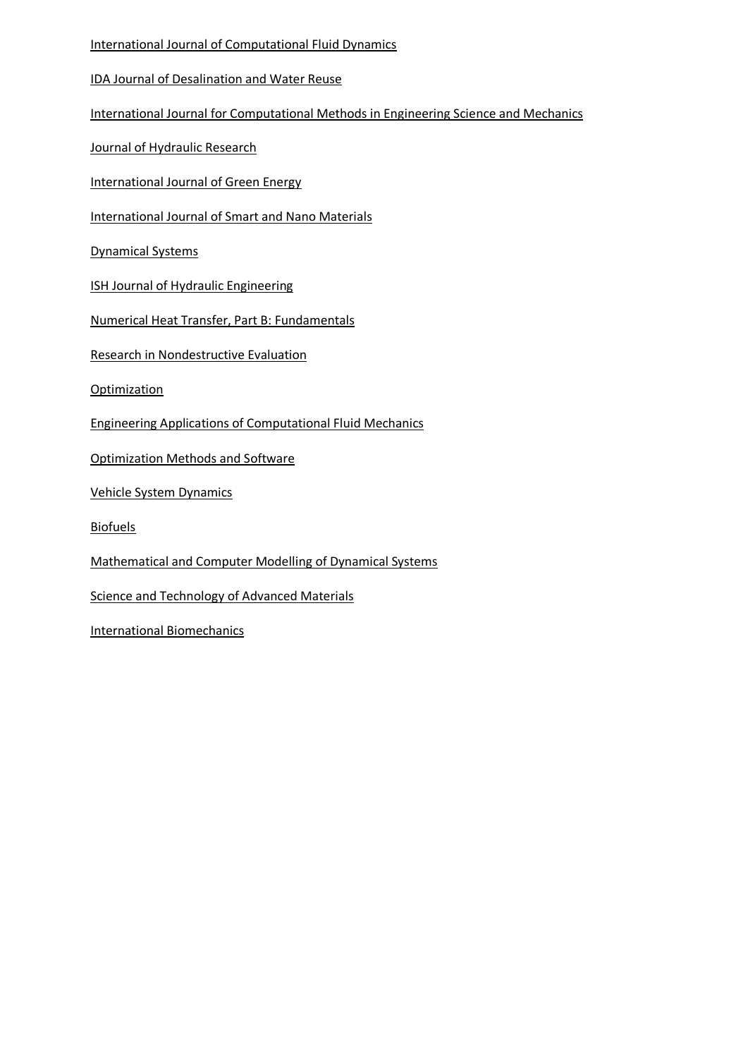International Journal of Computational Fluid Dynamics

IDA Journal of Desalination and Water Reuse

International Journal for Computational Methods in Engineering Science and Mechanics

Journal of Hydraulic Research

International Journal of Green Energy

International Journal of Smart and Nano Materials

Dynamical Systems

ISH Journal of Hydraulic Engineering

Numerical Heat Transfer, Part B: Fundamentals

Research in Nondestructive Evaluation

Optimization

Engineering Applications of Computational Fluid Mechanics

Optimization Methods and Software

Vehicle System Dynamics

Biofuels

Mathematical and Computer Modelling of Dynamical Systems

Science and Technology of Advanced Materials

International Biomechanics